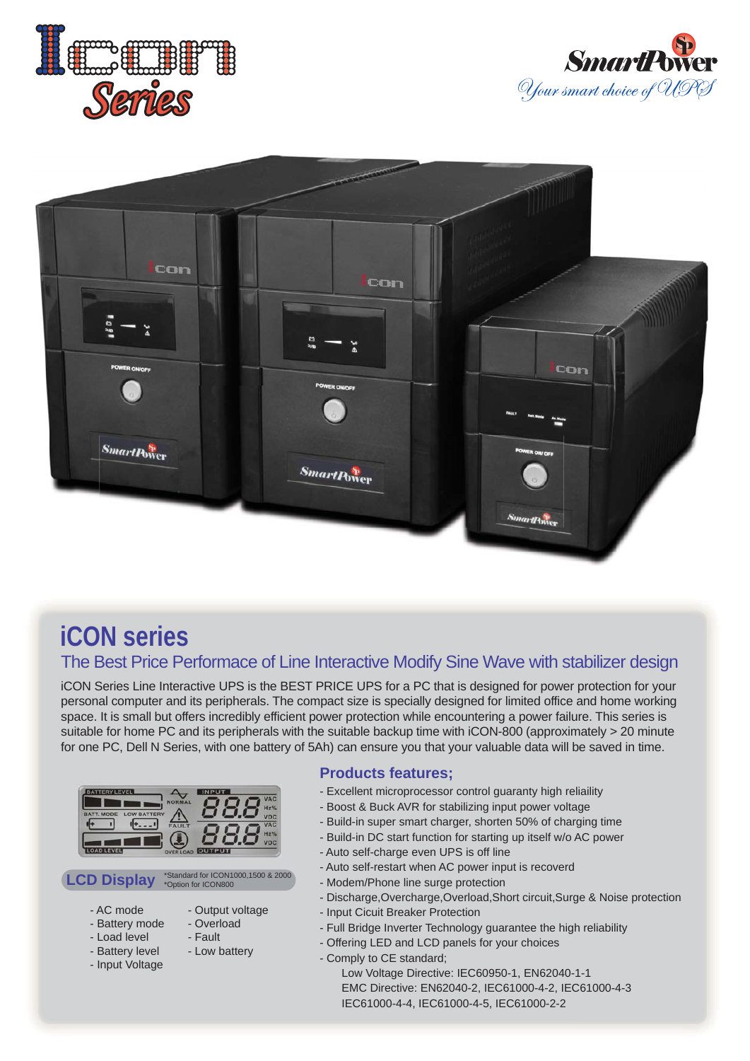# iCON series

## The Best Price Performace of Line Interactive Modify Sine Wave with stabilizer design

iCON Series Line Interactive UPS is the BEST PRICE UPS for a PC that is designed for power protection for your personal computer and its peripherals. The compact size is specially designed for limited office and home working space. It is small but offers incredibly efficient power protection while encountering a power failure. This series is suitable for home PC and its peripherals with the suitable backup time with iCON-800 (approximately > 20 minute for one PC, Dell N Series, with one battery of 5Ah) can ensure you that your valuable data will be saved in time.

### LCD Display

*Standard for ICON1000,1500 & 2000
*Option for ICON800

- AC mode
- Battery mode
- Load level
- Battery level
- Input Voltage
- Output voltage
- Overload
- Fault
- Low battery

### Products features;

- Excellent microprocessor control guaranty high reliaility
- Boost & Buck AVR for stabilizing input power voltage
- Build-in super smart charger, shorten 50% of charging time
- Build-in DC start function for starting up itself w/o AC power
- Auto self-charge even UPS is off line
- Auto self-restart when AC power input is recoverd
- Modem/Phone line surge protection
- Discharge,Overcharge,Overload,Short circuit,Surge & Noise protection
- Input Cicuit Breaker Protection
- Full Bridge Inverter Technology guarantee the high reliability
- Offering LED and LCD panels for your choices
- Comply to CE standard;
  Low Voltage Directive: IEC60950-1, EN62040-1-1
  EMC Directive: EN62040-2, IEC61000-4-2, IEC61000-4-3
  IEC61000-4-4, IEC61000-4-5, IEC61000-2-2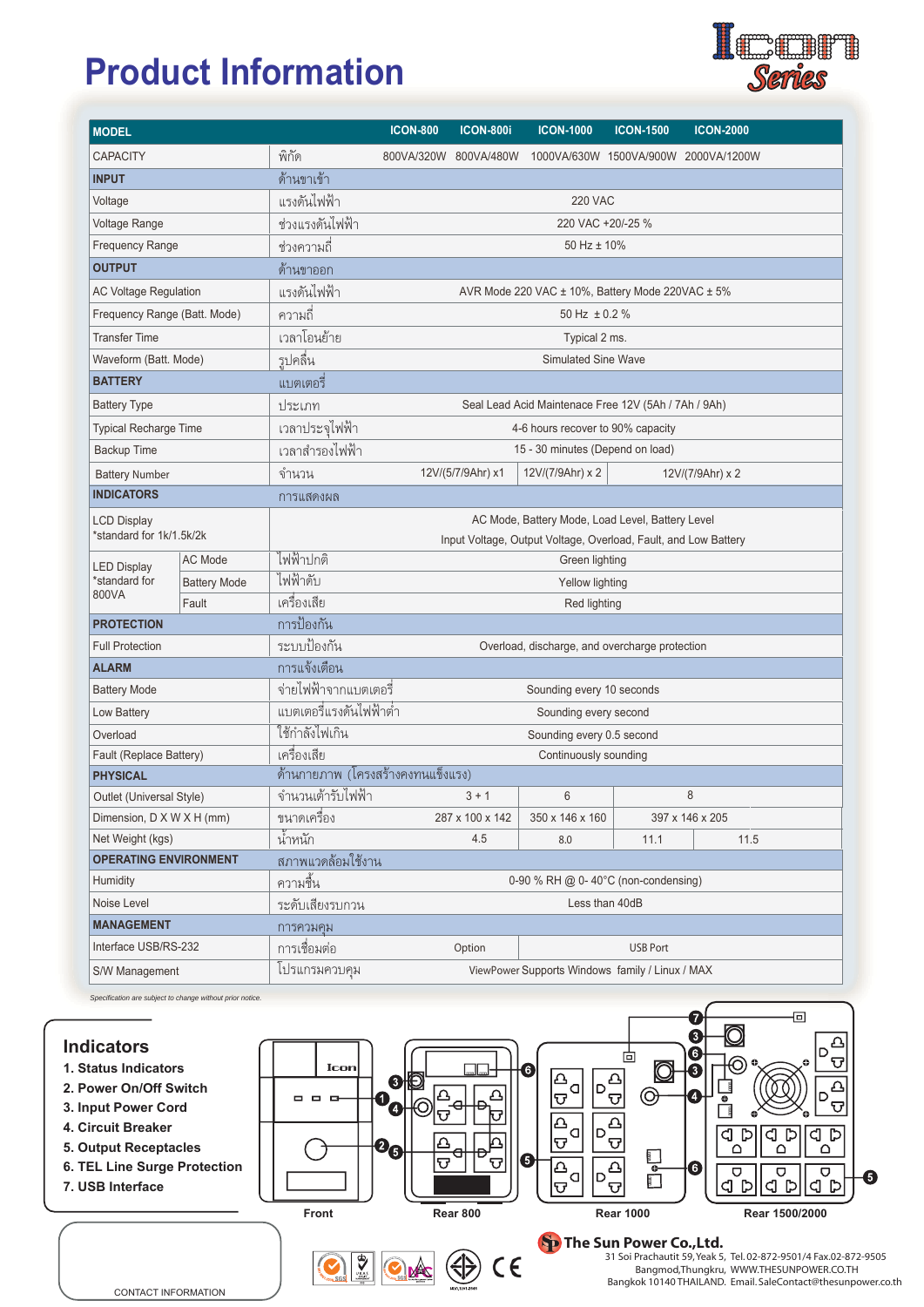# Product Information

Icon Series

| MODEL | | ICON-800 | ICON-800i | ICON-1000 | ICON-1500 | ICON-2000 |
|---|---|---|---|---|---|---|
| CAPACITY | พิกัด | 800VA/320W | 800VA/480W | 1000VA/630W | 1500VA/900W | 2000VA/1200W |
| **INPUT** | ด้านขาเข้า | | | | | |
| Voltage | แรงดันไฟฟ้า | 220 VAC | | | | |
| Voltage Range | ช่วงแรงดันไฟฟ้า | 220 VAC +20/-25 % | | | | |
| Frequency Range | ช่วงความถี่ | 50 Hz ± 10% | | | | |
| **OUTPUT** | ด้านขาออก | | | | | |
| AC Voltage Regulation | แรงดันไฟฟ้า | AVR Mode 220 VAC ± 10%, Battery Mode 220VAC ± 5% | | | | |
| Frequency Range (Batt. Mode) | ความถี่ | 50 Hz ± 0.2 % | | | | |
| Transfer Time | เวลาโอนย้าย | Typical 2 ms. | | | | |
| Waveform (Batt. Mode) | รูปคลื่น | Simulated Sine Wave | | | | |
| **BATTERY** | แบตเตอรี่ | | | | | |
| Battery Type | ประเภท | Seal Lead Acid Maintenace Free 12V (5Ah / 7Ah / 9Ah) | | | | |
| Typical Recharge Time | เวลาประจุไฟฟ้า | 4-6 hours recover to 90% capacity | | | | |
| Backup Time | เวลาสำรองไฟฟ้า | 15 - 30 minutes (Depend on load) | | | | |
| Battery Number | จำนวน | 12V/(5/7/9Ahr) x1 | | 12V/(7/9Ahr) x 2 | 12V/(7/9Ahr) x 2 | |
| **INDICATORS** | การแสดงผล | | | | | |
| LCD Display *standard for 1k/1.5k/2k | | AC Mode, Battery Mode, Load Level, Battery Level Input Voltage, Output Voltage, Overload, Fault, and Low Battery | | | | |
| LED Display *standard for 800VA – AC Mode | ไฟฟ้าปกติ | Green lighting | | | | |
| LED Display *standard for 800VA – Battery Mode | ไฟฟ้าดับ | Yellow lighting | | | | |
| LED Display *standard for 800VA – Fault | เครื่องเสีย | Red lighting | | | | |
| **PROTECTION** | การป้องกัน | | | | | |
| Full Protection | ระบบป้องกัน | Overload, discharge, and overcharge protection | | | | |
| **ALARM** | การแจ้งเตือน | | | | | |
| Battery Mode | จ่ายไฟฟ้าจากแบตเตอรี่ | Sounding every 10 seconds | | | | |
| Low Battery | แบตเตอรี่แรงดันไฟฟ้าต่ำ | Sounding every second | | | | |
| Overload | ใช้กำลังไฟเกิน | Sounding every 0.5 second | | | | |
| Fault (Replace Battery) | เครื่องเสีย | Continuously sounding | | | | |
| **PHYSICAL** | ด้านกายภาพ (โครงสร้างคงทนแข็งแรง) | | | | | |
| Outlet (Universal Style) | จำนวนเต้ารับไฟฟ้า | 3 + 1 | | 6 | 8 | |
| Dimension, D X W X H (mm) | ขนาดเครื่อง | 287 x 100 x 142 | | 350 x 146 x 160 | 397 x 146 x 205 | |
| Net Weight (kgs) | น้ำหนัก | 4.5 | | 8.0 | 11.1 | 11.5 |
| **OPERATING ENVIRONMENT** | สภาพแวดล้อมใช้งาน | | | | | |
| Humidity | ความชื้น | 0-90 % RH @ 0- 40°C (non-condensing) | | | | |
| Noise Level | ระดับเสียงรบกวน | Less than 40dB | | | | |
| **MANAGEMENT** | การควบคุม | | | | | |
| Interface USB/RS-232 | การเชื่อมต่อ | Option | | USB Port | | |
| S/W Management | โปรแกรมควบคุม | ViewPower Supports Windows family / Linux / MAX | | | | |

*Specification are subject to change without prior notice.*

## Indicators

1. **Status Indicators**
2. **Power On/Off Switch**
3. **Input Power Cord**
4. **Circuit Breaker**
5. **Output Receptacles**
6. **TEL Line Surge Protection**
7. **USB Interface**

Front | Rear 800 | Rear 1000 | Rear 1500/2000

CONTACT INFORMATION

**The Sun Power Co.,Ltd.**
31 Soi Prachautit 59, Yeak 5, Tel.02-872-9501/4 Fax.02-872-9505
Bangmod,Thungkru, WWW.THESUNPOWER.CO.TH
Bangkok 10140 THAILAND. Email.SaleContact@thesunpower.co.th